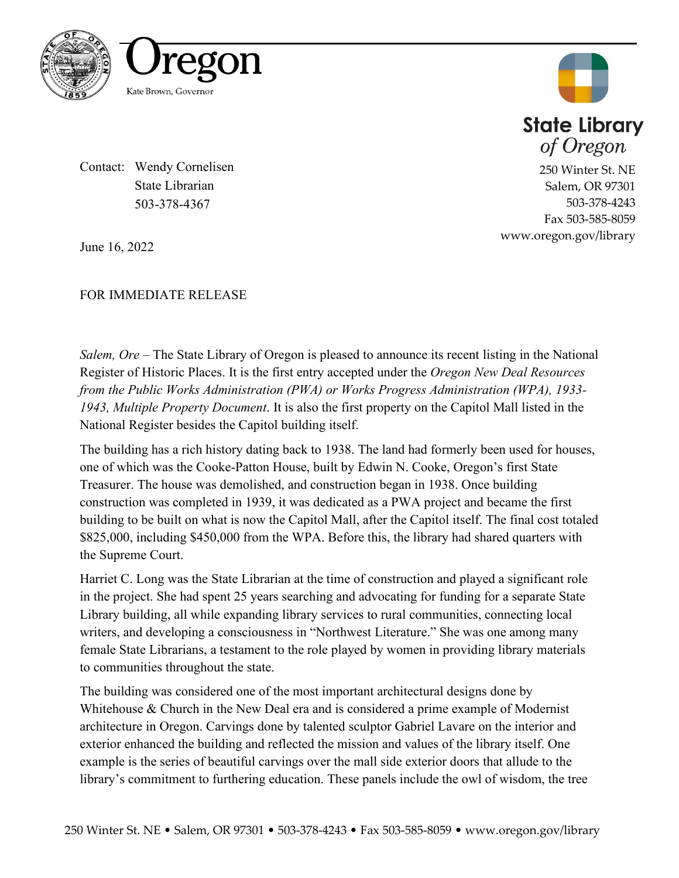Oregon

Kate Brown, Governor

State Library of Oregon

250 Winter St. NE
Salem, OR 97301
503-378-4243
Fax 503-585-8059
www.oregon.gov/library

Contact: Wendy Cornelisen
State Librarian
503-378-4367

June 16, 2022

FOR IMMEDIATE RELEASE

*Salem, Ore* – The State Library of Oregon is pleased to announce its recent listing in the National Register of Historic Places. It is the first entry accepted under the *Oregon New Deal Resources from the Public Works Administration (PWA) or Works Progress Administration (WPA), 1933-1943, Multiple Property Document*. It is also the first property on the Capitol Mall listed in the National Register besides the Capitol building itself.

The building has a rich history dating back to 1938. The land had formerly been used for houses, one of which was the Cooke-Patton House, built by Edwin N. Cooke, Oregon's first State Treasurer. The house was demolished, and construction began in 1938. Once building construction was completed in 1939, it was dedicated as a PWA project and became the first building to be built on what is now the Capitol Mall, after the Capitol itself. The final cost totaled $825,000, including $450,000 from the WPA. Before this, the library had shared quarters with the Supreme Court.

Harriet C. Long was the State Librarian at the time of construction and played a significant role in the project. She had spent 25 years searching and advocating for funding for a separate State Library building, all while expanding library services to rural communities, connecting local writers, and developing a consciousness in "Northwest Literature." She was one among many female State Librarians, a testament to the role played by women in providing library materials to communities throughout the state.

The building was considered one of the most important architectural designs done by Whitehouse & Church in the New Deal era and is considered a prime example of Modernist architecture in Oregon. Carvings done by talented sculptor Gabriel Lavare on the interior and exterior enhanced the building and reflected the mission and values of the library itself. One example is the series of beautiful carvings over the mall side exterior doors that allude to the library's commitment to furthering education. These panels include the owl of wisdom, the tree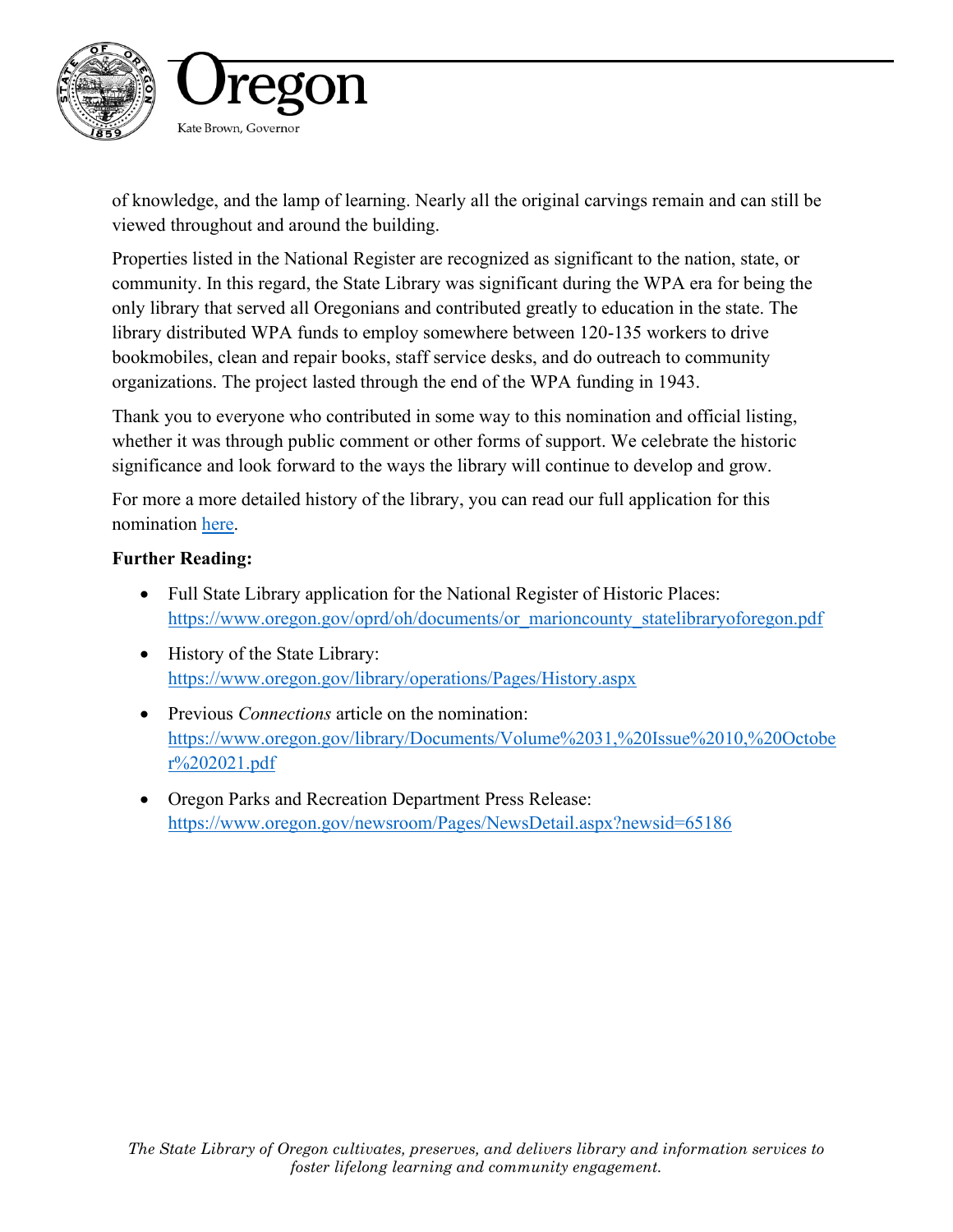of knowledge, and the lamp of learning. Nearly all the original carvings remain and can still be viewed throughout and around the building.

Properties listed in the National Register are recognized as significant to the nation, state, or community. In this regard, the State Library was significant during the WPA era for being the only library that served all Oregonians and contributed greatly to education in the state. The library distributed WPA funds to employ somewhere between 120-135 workers to drive bookmobiles, clean and repair books, staff service desks, and do outreach to community organizations. The project lasted through the end of the WPA funding in 1943.

Thank you to everyone who contributed in some way to this nomination and official listing, whether it was through public comment or other forms of support. We celebrate the historic significance and look forward to the ways the library will continue to develop and grow.

For more a more detailed history of the library, you can read our full application for this nomination [here](https://www.oregon.gov/oprd/oh/documents/or_marioncounty_statelibraryoforegon.pdf).

**Further Reading:**

- Full State Library application for the National Register of Historic Places: https://www.oregon.gov/oprd/oh/documents/or_marioncounty_statelibraryoforegon.pdf
- History of the State Library: https://www.oregon.gov/library/operations/Pages/History.aspx
- Previous *Connections* article on the nomination: https://www.oregon.gov/library/Documents/Volume%2031,%20Issue%2010,%20October%202021.pdf
- Oregon Parks and Recreation Department Press Release: https://www.oregon.gov/newsroom/Pages/NewsDetail.aspx?newsid=65186

*The State Library of Oregon cultivates, preserves, and delivers library and information services to foster lifelong learning and community engagement.*